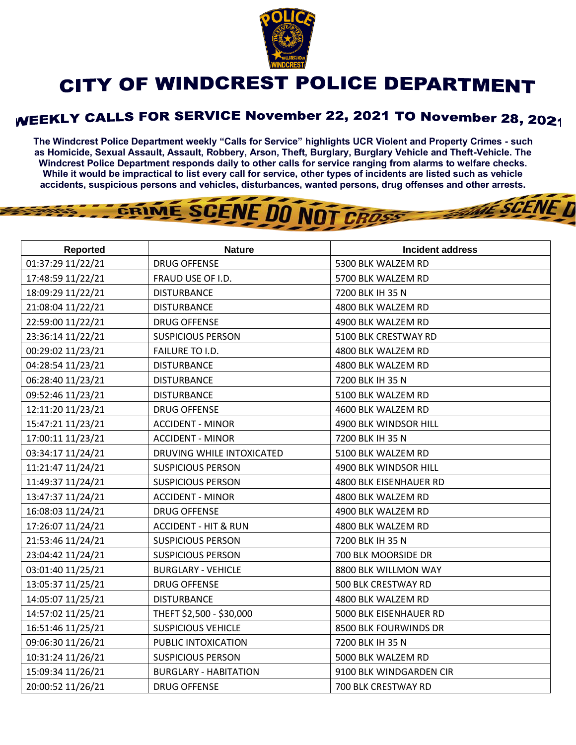# CITY OF WINDCREST POLICE DEPARTMENT

## WEEKLY CALLS FOR SERVICE November 22, 2021 TO November 28, 2021

**The Windcrest Police Department weekly "Calls for Service" highlights UCR Violent and Property Crimes - such as Homicide, Sexual Assault, Assault, Robbery, Arson, Theft, Burglary, Burglary Vehicle and Theft-Vehicle. The Windcrest Police Department responds daily to other calls for service ranging from alarms to welfare checks. While it would be impractical to list every call for service, other types of incidents are listed such as vehicle accidents, suspicious persons and vehicles, disturbances, wanted persons, drug offenses and other arrests.**

| Reported | Nature | Incident address |
|---|---|---|
| 01:37:29 11/22/21 | DRUG OFFENSE | 5300 BLK WALZEM RD |
| 17:48:59 11/22/21 | FRAUD USE OF I.D. | 5700 BLK WALZEM RD |
| 18:09:29 11/22/21 | DISTURBANCE | 7200 BLK IH 35 N |
| 21:08:04 11/22/21 | DISTURBANCE | 4800 BLK WALZEM RD |
| 22:59:00 11/22/21 | DRUG OFFENSE | 4900 BLK WALZEM RD |
| 23:36:14 11/22/21 | SUSPICIOUS PERSON | 5100 BLK CRESTWAY RD |
| 00:29:02 11/23/21 | FAILURE TO I.D. | 4800 BLK WALZEM RD |
| 04:28:54 11/23/21 | DISTURBANCE | 4800 BLK WALZEM RD |
| 06:28:40 11/23/21 | DISTURBANCE | 7200 BLK IH 35 N |
| 09:52:46 11/23/21 | DISTURBANCE | 5100 BLK WALZEM RD |
| 12:11:20 11/23/21 | DRUG OFFENSE | 4600 BLK WALZEM RD |
| 15:47:21 11/23/21 | ACCIDENT - MINOR | 4900 BLK WINDSOR HILL |
| 17:00:11 11/23/21 | ACCIDENT - MINOR | 7200 BLK IH 35 N |
| 03:34:17 11/24/21 | DRUVING WHILE INTOXICATED | 5100 BLK WALZEM RD |
| 11:21:47 11/24/21 | SUSPICIOUS PERSON | 4900 BLK WINDSOR HILL |
| 11:49:37 11/24/21 | SUSPICIOUS PERSON | 4800 BLK EISENHAUER RD |
| 13:47:37 11/24/21 | ACCIDENT - MINOR | 4800 BLK WALZEM RD |
| 16:08:03 11/24/21 | DRUG OFFENSE | 4900 BLK WALZEM RD |
| 17:26:07 11/24/21 | ACCIDENT - HIT & RUN | 4800 BLK WALZEM RD |
| 21:53:46 11/24/21 | SUSPICIOUS PERSON | 7200 BLK IH 35 N |
| 23:04:42 11/24/21 | SUSPICIOUS PERSON | 700 BLK MOORSIDE DR |
| 03:01:40 11/25/21 | BURGLARY - VEHICLE | 8800 BLK WILLMON WAY |
| 13:05:37 11/25/21 | DRUG OFFENSE | 500 BLK CRESTWAY RD |
| 14:05:07 11/25/21 | DISTURBANCE | 4800 BLK WALZEM RD |
| 14:57:02 11/25/21 | THEFT $2,500 - $30,000 | 5000 BLK EISENHAUER RD |
| 16:51:46 11/25/21 | SUSPICIOUS VEHICLE | 8500 BLK FOURWINDS DR |
| 09:06:30 11/26/21 | PUBLIC INTOXICATION | 7200 BLK IH 35 N |
| 10:31:24 11/26/21 | SUSPICIOUS PERSON | 5000 BLK WALZEM RD |
| 15:09:34 11/26/21 | BURGLARY - HABITATION | 9100 BLK WINDGARDEN CIR |
| 20:00:52 11/26/21 | DRUG OFFENSE | 700 BLK CRESTWAY RD |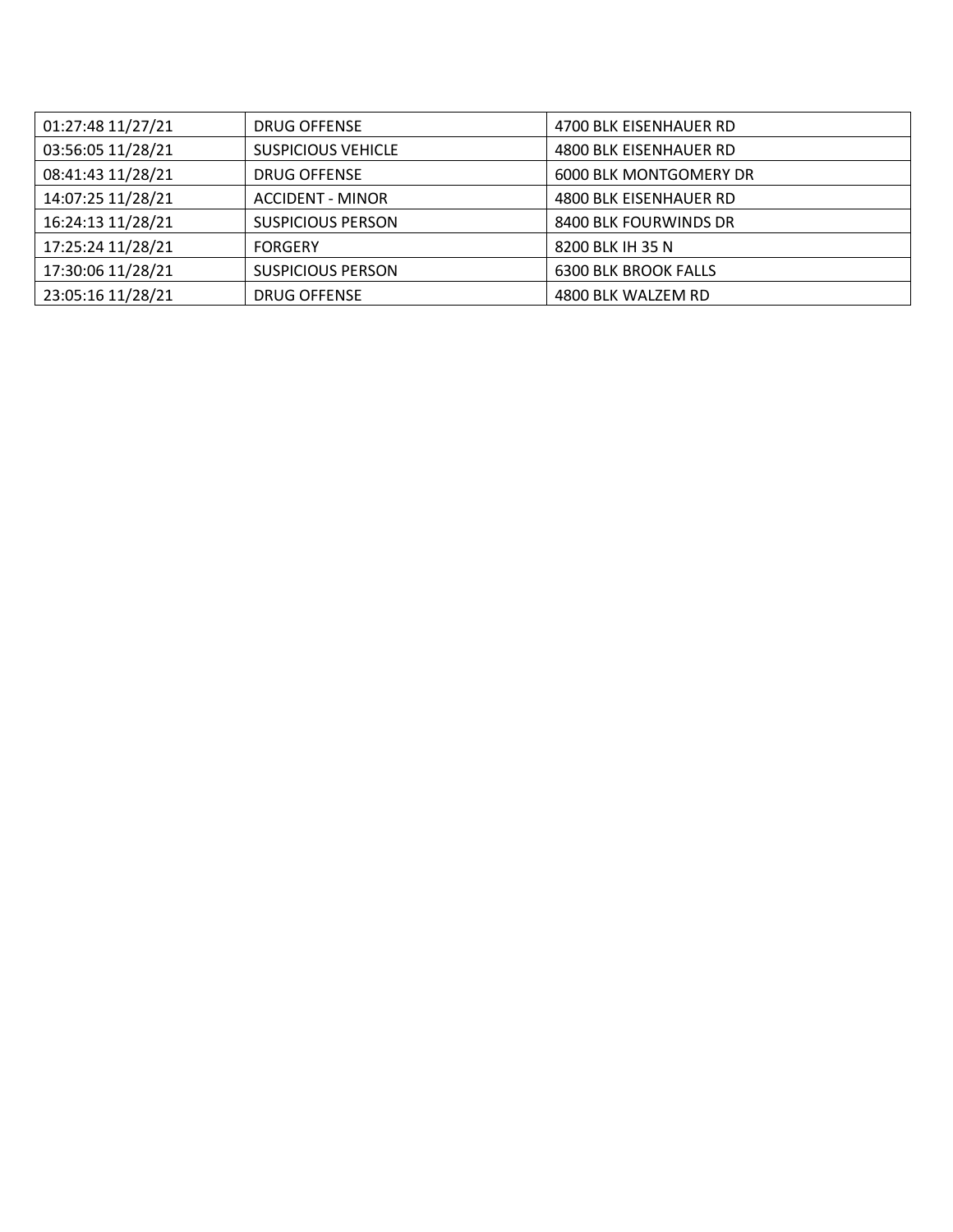| | | |
|---|---|---|
| 01:27:48 11/27/21 | DRUG OFFENSE | 4700 BLK EISENHAUER RD |
| 03:56:05 11/28/21 | SUSPICIOUS VEHICLE | 4800 BLK EISENHAUER RD |
| 08:41:43 11/28/21 | DRUG OFFENSE | 6000 BLK MONTGOMERY DR |
| 14:07:25 11/28/21 | ACCIDENT - MINOR | 4800 BLK EISENHAUER RD |
| 16:24:13 11/28/21 | SUSPICIOUS PERSON | 8400 BLK FOURWINDS DR |
| 17:25:24 11/28/21 | FORGERY | 8200 BLK IH 35 N |
| 17:30:06 11/28/21 | SUSPICIOUS PERSON | 6300 BLK BROOK FALLS |
| 23:05:16 11/28/21 | DRUG OFFENSE | 4800 BLK WALZEM RD |